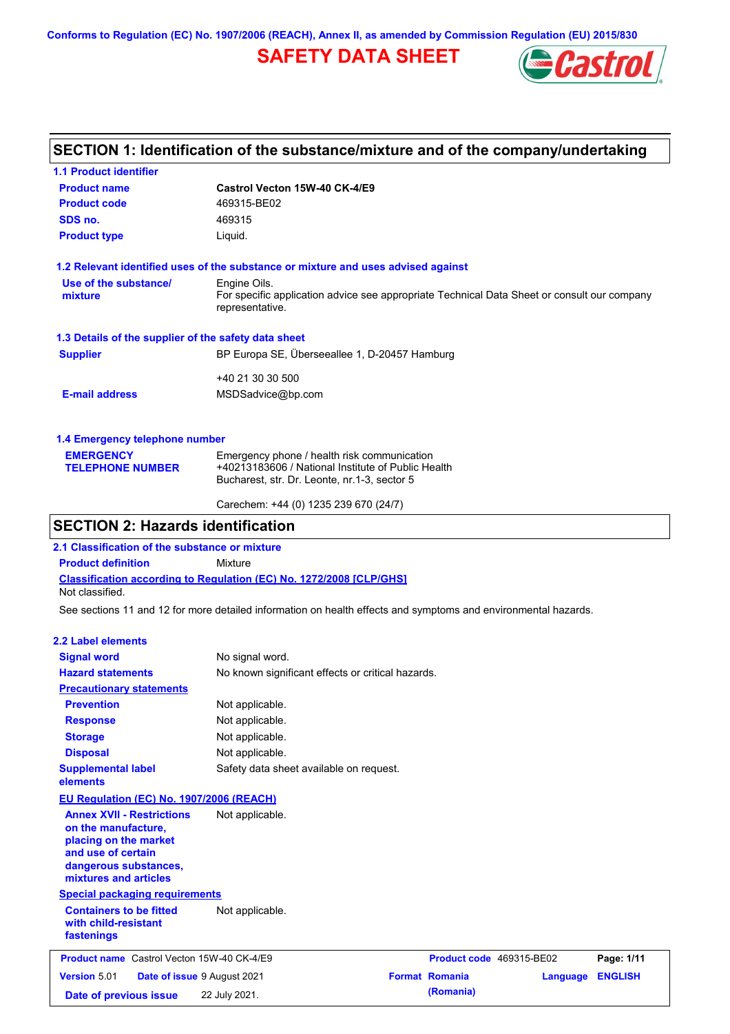Conforms to Regulation (EC) No. 1907/2006 (REACH), Annex II, as amended by Commission Regulation (EU) 2015/830

# SAFETY DATA SHEET

## SECTION 1: Identification of the substance/mixture and of the company/undertaking

### 1.1 Product identifier

| | |
|---|---|
| **Product name** | **Castrol Vecton 15W-40 CK-4/E9** |
| **Product code** | 469315-BE02 |
| **SDS no.** | 469315 |
| **Product type** | Liquid. |

### 1.2 Relevant identified uses of the substance or mixture and uses advised against

| | |
|---|---|
| **Use of the substance/ mixture** | Engine Oils. For specific application advice see appropriate Technical Data Sheet or consult our company representative. |

### 1.3 Details of the supplier of the safety data sheet

| | |
|---|---|
| **Supplier** | BP Europa SE, Überseeallee 1, D-20457 Hamburg |
| | +40 21 30 30 500 |
| **E-mail address** | MSDSadvice@bp.com |

### 1.4 Emergency telephone number

| | |
|---|---|
| **EMERGENCY TELEPHONE NUMBER** | Emergency phone / health risk communication<br>+40213183606 / National Institute of Public Health<br>Bucharest, str. Dr. Leonte, nr.1-3, sector 5 |
| | Carechem: +44 (0) 1235 239 670 (24/7) |

## SECTION 2: Hazards identification

### 2.1 Classification of the substance or mixture

**Product definition** Mixture

**Classification according to Regulation (EC) No. 1272/2008 [CLP/GHS]**

Not classified.

See sections 11 and 12 for more detailed information on health effects and symptoms and environmental hazards.

### 2.2 Label elements

| | |
|---|---|
| **Signal word** | No signal word. |
| **Hazard statements** | No known significant effects or critical hazards. |
| **Precautionary statements** | |
| **Prevention** | Not applicable. |
| **Response** | Not applicable. |
| **Storage** | Not applicable. |
| **Disposal** | Not applicable. |
| **Supplemental label elements** | Safety data sheet available on request. |

**EU Regulation (EC) No. 1907/2006 (REACH)**

| | |
|---|---|
| **Annex XVII - Restrictions on the manufacture, placing on the market and use of certain dangerous substances, mixtures and articles** | Not applicable. |

**Special packaging requirements**

| | |
|---|---|
| **Containers to be fitted with child-resistant fastenings** | Not applicable. |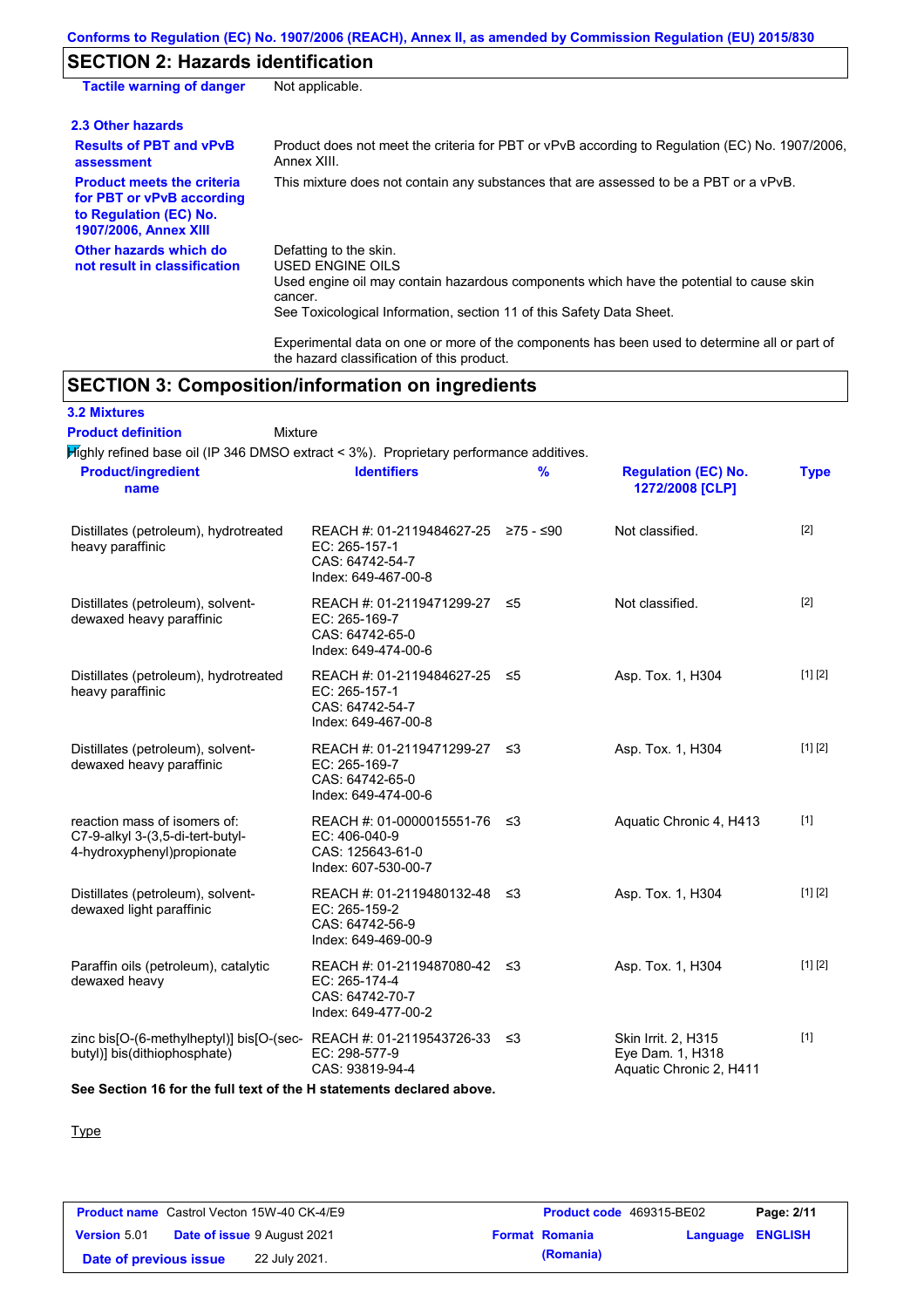## SECTION 2: Hazards identification

| | |
|---|---|
| **Tactile warning of danger** | Not applicable. |

### 2.3 Other hazards

| | |
|---|---|
| **Results of PBT and vPvB assessment** | Product does not meet the criteria for PBT or vPvB according to Regulation (EC) No. 1907/2006, Annex XIII. |
| **Product meets the criteria for PBT or vPvB according to Regulation (EC) No. 1907/2006, Annex XIII** | This mixture does not contain any substances that are assessed to be a PBT or a vPvB. |
| **Other hazards which do not result in classification** | Defatting to the skin.<br>USED ENGINE OILS<br>Used engine oil may contain hazardous components which have the potential to cause skin cancer.<br>See Toxicological Information, section 11 of this Safety Data Sheet.<br><br>Experimental data on one or more of the components has been used to determine all or part of the hazard classification of this product. |

## SECTION 3: Composition/information on ingredients

### 3.2 Mixtures

**Product definition** Mixture

Highly refined base oil (IP 346 DMSO extract < 3%). Proprietary performance additives.

| Product/ingredient name | Identifiers | % | Regulation (EC) No. 1272/2008 [CLP] | Type |
|---|---|---|---|---|
| Distillates (petroleum), hydrotreated heavy paraffinic | REACH #: 01-2119484627-25<br>EC: 265-157-1<br>CAS: 64742-54-7<br>Index: 649-467-00-8 | ≥75 - ≤90 | Not classified. | [2] |
| Distillates (petroleum), solvent-dewaxed heavy paraffinic | REACH #: 01-2119471299-27<br>EC: 265-169-7<br>CAS: 64742-65-0<br>Index: 649-474-00-6 | ≤5 | Not classified. | [2] |
| Distillates (petroleum), hydrotreated heavy paraffinic | REACH #: 01-2119484627-25<br>EC: 265-157-1<br>CAS: 64742-54-7<br>Index: 649-467-00-8 | ≤5 | Asp. Tox. 1, H304 | [1] [2] |
| Distillates (petroleum), solvent-dewaxed heavy paraffinic | REACH #: 01-2119471299-27<br>EC: 265-169-7<br>CAS: 64742-65-0<br>Index: 649-474-00-6 | ≤3 | Asp. Tox. 1, H304 | [1] [2] |
| reaction mass of isomers of: C7-9-alkyl 3-(3,5-di-tert-butyl-4-hydroxyphenyl)propionate | REACH #: 01-0000015551-76<br>EC: 406-040-9<br>CAS: 125643-61-0<br>Index: 607-530-00-7 | ≤3 | Aquatic Chronic 4, H413 | [1] |
| Distillates (petroleum), solvent-dewaxed light paraffinic | REACH #: 01-2119480132-48<br>EC: 265-159-2<br>CAS: 64742-56-9<br>Index: 649-469-00-9 | ≤3 | Asp. Tox. 1, H304 | [1] [2] |
| Paraffin oils (petroleum), catalytic dewaxed heavy | REACH #: 01-2119487080-42<br>EC: 265-174-4<br>CAS: 64742-70-7<br>Index: 649-477-00-2 | ≤3 | Asp. Tox. 1, H304 | [1] [2] |
| zinc bis[O-(6-methylheptyl)] bis[O-(sec-butyl)] bis(dithiophosphate) | REACH #: 01-2119543726-33<br>EC: 298-577-9<br>CAS: 93819-94-4 | ≤3 | Skin Irrit. 2, H315<br>Eye Dam. 1, H318<br>Aquatic Chronic 2, H411 | [1] |

**See Section 16 for the full text of the H statements declared above.**

Type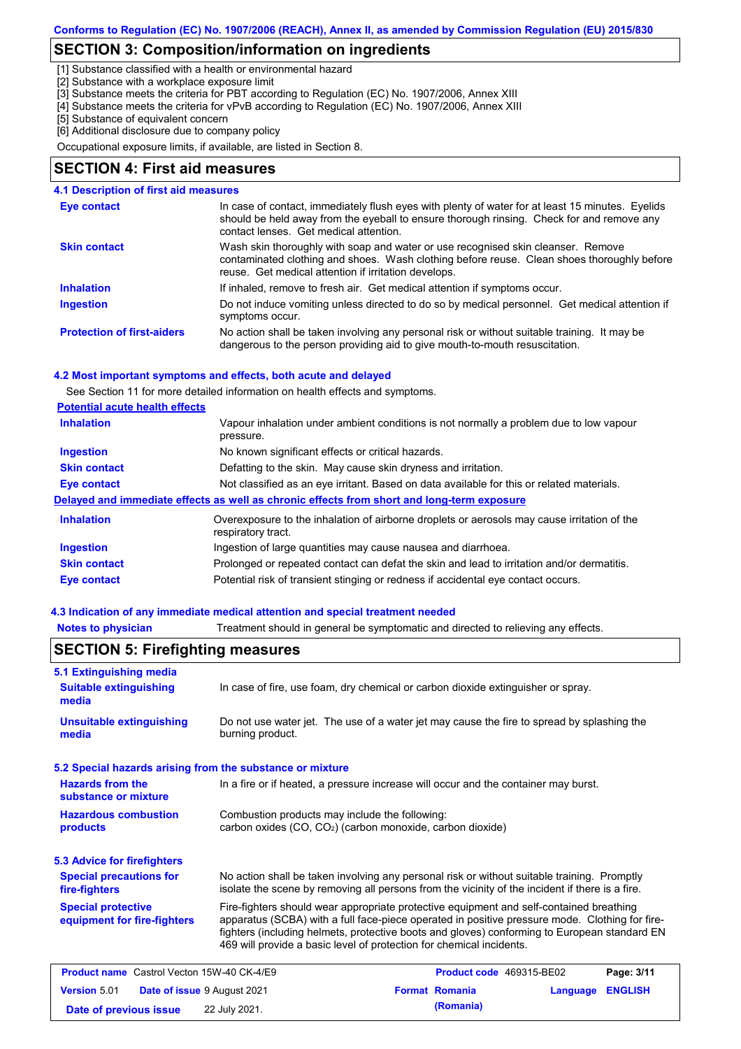## SECTION 3: Composition/information on ingredients

[1] Substance classified with a health or environmental hazard
[2] Substance with a workplace exposure limit
[3] Substance meets the criteria for PBT according to Regulation (EC) No. 1907/2006, Annex XIII
[4] Substance meets the criteria for vPvB according to Regulation (EC) No. 1907/2006, Annex XIII
[5] Substance of equivalent concern
[6] Additional disclosure due to company policy

Occupational exposure limits, if available, are listed in Section 8.

## SECTION 4: First aid measures

### 4.1 Description of first aid measures

| | |
|---|---|
| **Eye contact** | In case of contact, immediately flush eyes with plenty of water for at least 15 minutes. Eyelids should be held away from the eyeball to ensure thorough rinsing. Check for and remove any contact lenses. Get medical attention. |
| **Skin contact** | Wash skin thoroughly with soap and water or use recognised skin cleanser. Remove contaminated clothing and shoes. Wash clothing before reuse. Clean shoes thoroughly before reuse. Get medical attention if irritation develops. |
| **Inhalation** | If inhaled, remove to fresh air. Get medical attention if symptoms occur. |
| **Ingestion** | Do not induce vomiting unless directed to do so by medical personnel. Get medical attention if symptoms occur. |
| **Protection of first-aiders** | No action shall be taken involving any personal risk or without suitable training. It may be dangerous to the person providing aid to give mouth-to-mouth resuscitation. |

### 4.2 Most important symptoms and effects, both acute and delayed

See Section 11 for more detailed information on health effects and symptoms.

**Potential acute health effects**

| | |
|---|---|
| **Inhalation** | Vapour inhalation under ambient conditions is not normally a problem due to low vapour pressure. |
| **Ingestion** | No known significant effects or critical hazards. |
| **Skin contact** | Defatting to the skin. May cause skin dryness and irritation. |
| **Eye contact** | Not classified as an eye irritant. Based on data available for this or related materials. |

**Delayed and immediate effects as well as chronic effects from short and long-term exposure**

| | |
|---|---|
| **Inhalation** | Overexposure to the inhalation of airborne droplets or aerosols may cause irritation of the respiratory tract. |
| **Ingestion** | Ingestion of large quantities may cause nausea and diarrhoea. |
| **Skin contact** | Prolonged or repeated contact can defat the skin and lead to irritation and/or dermatitis. |
| **Eye contact** | Potential risk of transient stinging or redness if accidental eye contact occurs. |

### 4.3 Indication of any immediate medical attention and special treatment needed

| | |
|---|---|
| **Notes to physician** | Treatment should in general be symptomatic and directed to relieving any effects. |

## SECTION 5: Firefighting measures

### 5.1 Extinguishing media

| | |
|---|---|
| **Suitable extinguishing media** | In case of fire, use foam, dry chemical or carbon dioxide extinguisher or spray. |
| **Unsuitable extinguishing media** | Do not use water jet. The use of a water jet may cause the fire to spread by splashing the burning product. |

### 5.2 Special hazards arising from the substance or mixture

| | |
|---|---|
| **Hazards from the substance or mixture** | In a fire or if heated, a pressure increase will occur and the container may burst. |
| **Hazardous combustion products** | Combustion products may include the following: carbon oxides (CO, $CO_2$) (carbon monoxide, carbon dioxide) |

### 5.3 Advice for firefighters

| | |
|---|---|
| **Special precautions for fire-fighters** | No action shall be taken involving any personal risk or without suitable training. Promptly isolate the scene by removing all persons from the vicinity of the incident if there is a fire. |
| **Special protective equipment for fire-fighters** | Fire-fighters should wear appropriate protective equipment and self-contained breathing apparatus (SCBA) with a full face-piece operated in positive pressure mode. Clothing for fire-fighters (including helmets, protective boots and gloves) conforming to European standard EN 469 will provide a basic level of protection for chemical incidents. |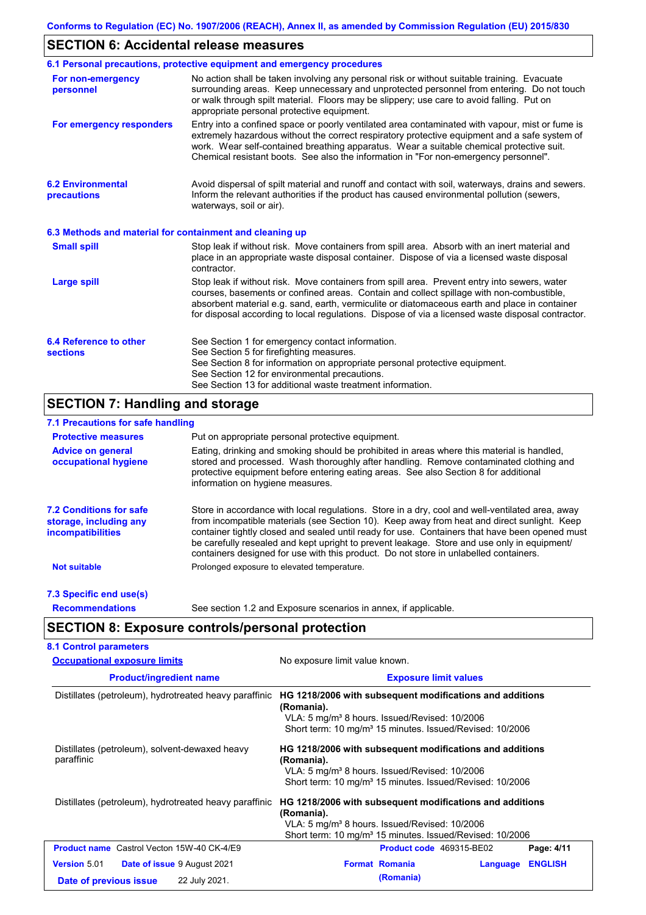## SECTION 6: Accidental release measures

### 6.1 Personal precautions, protective equipment and emergency procedures

**For non-emergency personnel**

No action shall be taken involving any personal risk or without suitable training. Evacuate surrounding areas. Keep unnecessary and unprotected personnel from entering. Do not touch or walk through spilt material. Floors may be slippery; use care to avoid falling. Put on appropriate personal protective equipment.

**For emergency responders**

Entry into a confined space or poorly ventilated area contaminated with vapour, mist or fume is extremely hazardous without the correct respiratory protective equipment and a safe system of work. Wear self-contained breathing apparatus. Wear a suitable chemical protective suit. Chemical resistant boots. See also the information in "For non-emergency personnel".

### 6.2 Environmental precautions

Avoid dispersal of spilt material and runoff and contact with soil, waterways, drains and sewers. Inform the relevant authorities if the product has caused environmental pollution (sewers, waterways, soil or air).

### 6.3 Methods and material for containment and cleaning up

**Small spill**

Stop leak if without risk. Move containers from spill area. Absorb with an inert material and place in an appropriate waste disposal container. Dispose of via a licensed waste disposal contractor.

**Large spill**

Stop leak if without risk. Move containers from spill area. Prevent entry into sewers, water courses, basements or confined areas. Contain and collect spillage with non-combustible, absorbent material e.g. sand, earth, vermiculite or diatomaceous earth and place in container for disposal according to local regulations. Dispose of via a licensed waste disposal contractor.

### 6.4 Reference to other sections

See Section 1 for emergency contact information.
See Section 5 for firefighting measures.
See Section 8 for information on appropriate personal protective equipment.
See Section 12 for environmental precautions.
See Section 13 for additional waste treatment information.

## SECTION 7: Handling and storage

### 7.1 Precautions for safe handling

**Protective measures**

Put on appropriate personal protective equipment.

**Advice on general occupational hygiene**

Eating, drinking and smoking should be prohibited in areas where this material is handled, stored and processed. Wash thoroughly after handling. Remove contaminated clothing and protective equipment before entering eating areas. See also Section 8 for additional information on hygiene measures.

### 7.2 Conditions for safe storage, including any incompatibilities

Store in accordance with local regulations. Store in a dry, cool and well-ventilated area, away from incompatible materials (see Section 10). Keep away from heat and direct sunlight. Keep container tightly closed and sealed until ready for use. Containers that have been opened must be carefully resealed and kept upright to prevent leakage. Store and use only in equipment/ containers designed for use with this product. Do not store in unlabelled containers.

**Not suitable**

Prolonged exposure to elevated temperature.

### 7.3 Specific end use(s)

**Recommendations**

See section 1.2 and Exposure scenarios in annex, if applicable.

## SECTION 8: Exposure controls/personal protection

### 8.1 Control parameters

**Occupational exposure limits**

No exposure limit value known.

| Product/ingredient name | Exposure limit values |
|---|---|
| Distillates (petroleum), hydrotreated heavy paraffinic | **HG 1218/2006 with subsequent modifications and additions (Romania).**<br>VLA: 5 mg/m³ 8 hours. Issued/Revised: 10/2006<br>Short term: 10 mg/m³ 15 minutes. Issued/Revised: 10/2006 |
| Distillates (petroleum), solvent-dewaxed heavy paraffinic | **HG 1218/2006 with subsequent modifications and additions (Romania).**<br>VLA: 5 mg/m³ 8 hours. Issued/Revised: 10/2006<br>Short term: 10 mg/m³ 15 minutes. Issued/Revised: 10/2006 |
| Distillates (petroleum), hydrotreated heavy paraffinic | **HG 1218/2006 with subsequent modifications and additions (Romania).**<br>VLA: 5 mg/m³ 8 hours. Issued/Revised: 10/2006<br>Short term: 10 mg/m³ 15 minutes. Issued/Revised: 10/2006 |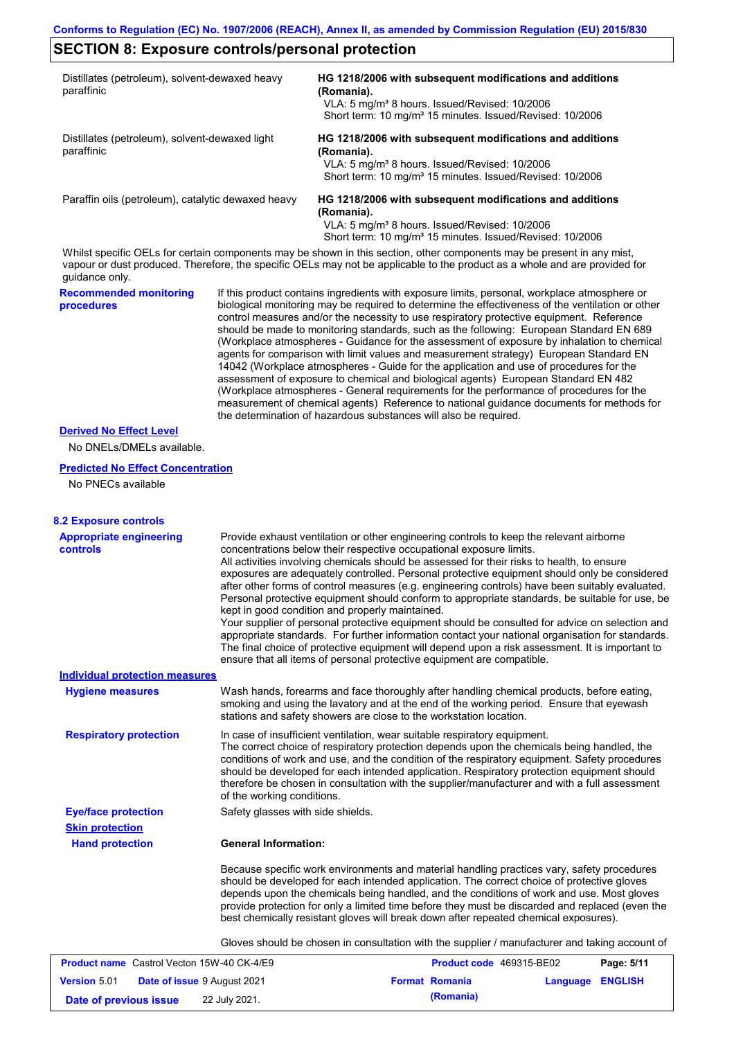## SECTION 8: Exposure controls/personal protection

| | |
|---|---|
| Distillates (petroleum), solvent-dewaxed heavy paraffinic | **HG 1218/2006 with subsequent modifications and additions (Romania).**<br>VLA: 5 mg/m³ 8 hours. Issued/Revised: 10/2006<br>Short term: 10 mg/m³ 15 minutes. Issued/Revised: 10/2006 |
| Distillates (petroleum), solvent-dewaxed light paraffinic | **HG 1218/2006 with subsequent modifications and additions (Romania).**<br>VLA: 5 mg/m³ 8 hours. Issued/Revised: 10/2006<br>Short term: 10 mg/m³ 15 minutes. Issued/Revised: 10/2006 |
| Paraffin oils (petroleum), catalytic dewaxed heavy | **HG 1218/2006 with subsequent modifications and additions (Romania).**<br>VLA: 5 mg/m³ 8 hours. Issued/Revised: 10/2006<br>Short term: 10 mg/m³ 15 minutes. Issued/Revised: 10/2006 |

Whilst specific OELs for certain components may be shown in this section, other components may be present in any mist, vapour or dust produced. Therefore, the specific OELs may not be applicable to the product as a whole and are provided for guidance only.

**Recommended monitoring procedures**

If this product contains ingredients with exposure limits, personal, workplace atmosphere or biological monitoring may be required to determine the effectiveness of the ventilation or other control measures and/or the necessity to use respiratory protective equipment. Reference should be made to monitoring standards, such as the following: European Standard EN 689 (Workplace atmospheres - Guidance for the assessment of exposure by inhalation to chemical agents for comparison with limit values and measurement strategy) European Standard EN 14042 (Workplace atmospheres - Guide for the application and use of procedures for the assessment of exposure to chemical and biological agents) European Standard EN 482 (Workplace atmospheres - General requirements for the performance of procedures for the measurement of chemical agents) Reference to national guidance documents for methods for the determination of hazardous substances will also be required.

**Derived No Effect Level**

No DNELs/DMELs available.

**Predicted No Effect Concentration**

No PNECs available

### 8.2 Exposure controls

**Appropriate engineering controls**

Provide exhaust ventilation or other engineering controls to keep the relevant airborne concentrations below their respective occupational exposure limits.
All activities involving chemicals should be assessed for their risks to health, to ensure exposures are adequately controlled. Personal protective equipment should only be considered after other forms of control measures (e.g. engineering controls) have been suitably evaluated. Personal protective equipment should conform to appropriate standards, be suitable for use, be kept in good condition and properly maintained.
Your supplier of personal protective equipment should be consulted for advice on selection and appropriate standards. For further information contact your national organisation for standards. The final choice of protective equipment will depend upon a risk assessment. It is important to ensure that all items of personal protective equipment are compatible.

**Individual protection measures**

**Hygiene measures**

Wash hands, forearms and face thoroughly after handling chemical products, before eating, smoking and using the lavatory and at the end of the working period. Ensure that eyewash stations and safety showers are close to the workstation location.

**Respiratory protection**

In case of insufficient ventilation, wear suitable respiratory equipment.
The correct choice of respiratory protection depends upon the chemicals being handled, the conditions of work and use, and the condition of the respiratory equipment. Safety procedures should be developed for each intended application. Respiratory protection equipment should therefore be chosen in consultation with the supplier/manufacturer and with a full assessment of the working conditions.

**Eye/face protection**

Safety glasses with side shields.

**Skin protection**

**Hand protection**

**General Information:**

Because specific work environments and material handling practices vary, safety procedures should be developed for each intended application. The correct choice of protective gloves depends upon the chemicals being handled, and the conditions of work and use. Most gloves provide protection for only a limited time before they must be discarded and replaced (even the best chemically resistant gloves will break down after repeated chemical exposures).

Gloves should be chosen in consultation with the supplier / manufacturer and taking account of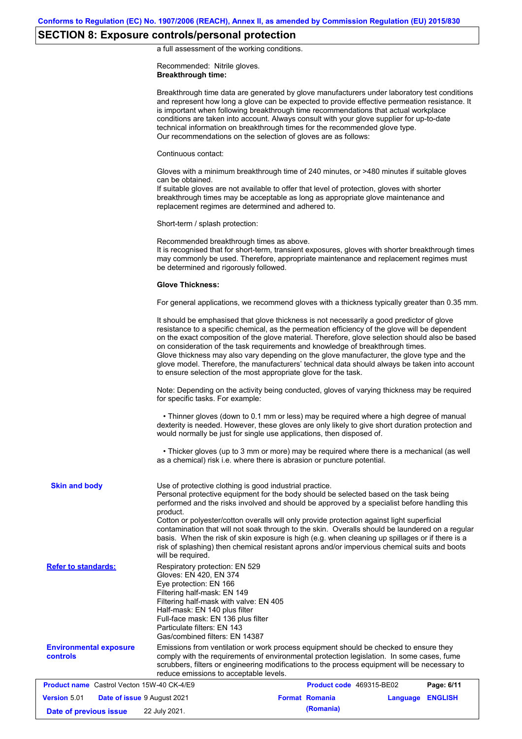## SECTION 8: Exposure controls/personal protection

a full assessment of the working conditions.

Recommended: Nitrile gloves.
**Breakthrough time:**

Breakthrough time data are generated by glove manufacturers under laboratory test conditions and represent how long a glove can be expected to provide effective permeation resistance. It is important when following breakthrough time recommendations that actual workplace conditions are taken into account. Always consult with your glove supplier for up-to-date technical information on breakthrough times for the recommended glove type.
Our recommendations on the selection of gloves are as follows:

Continuous contact:

Gloves with a minimum breakthrough time of 240 minutes, or >480 minutes if suitable gloves can be obtained.
If suitable gloves are not available to offer that level of protection, gloves with shorter breakthrough times may be acceptable as long as appropriate glove maintenance and replacement regimes are determined and adhered to.

Short-term / splash protection:

Recommended breakthrough times as above.
It is recognised that for short-term, transient exposures, gloves with shorter breakthrough times may commonly be used. Therefore, appropriate maintenance and replacement regimes must be determined and rigorously followed.

**Glove Thickness:**

For general applications, we recommend gloves with a thickness typically greater than 0.35 mm.

It should be emphasised that glove thickness is not necessarily a good predictor of glove resistance to a specific chemical, as the permeation efficiency of the glove will be dependent on the exact composition of the glove material. Therefore, glove selection should also be based on consideration of the task requirements and knowledge of breakthrough times.
Glove thickness may also vary depending on the glove manufacturer, the glove type and the glove model. Therefore, the manufacturers' technical data should always be taken into account to ensure selection of the most appropriate glove for the task.

Note: Depending on the activity being conducted, gloves of varying thickness may be required for specific tasks. For example:

- Thinner gloves (down to 0.1 mm or less) may be required where a high degree of manual dexterity is needed. However, these gloves are only likely to give short duration protection and would normally be just for single use applications, then disposed of.

- Thicker gloves (up to 3 mm or more) may be required where there is a mechanical (as well as a chemical) risk i.e. where there is abrasion or puncture potential.

**Skin and body**

Use of protective clothing is good industrial practice.
Personal protective equipment for the body should be selected based on the task being performed and the risks involved and should be approved by a specialist before handling this product.
Cotton or polyester/cotton overalls will only provide protection against light superficial contamination that will not soak through to the skin. Overalls should be laundered on a regular basis. When the risk of skin exposure is high (e.g. when cleaning up spillages or if there is a risk of splashing) then chemical resistant aprons and/or impervious chemical suits and boots will be required.

**Refer to standards:**

Respiratory protection: EN 529
Gloves: EN 420, EN 374
Eye protection: EN 166
Filtering half-mask: EN 149
Filtering half-mask with valve: EN 405
Half-mask: EN 140 plus filter
Full-face mask: EN 136 plus filter
Particulate filters: EN 143
Gas/combined filters: EN 14387

**Environmental exposure controls**

Emissions from ventilation or work process equipment should be checked to ensure they comply with the requirements of environmental protection legislation. In some cases, fume scrubbers, filters or engineering modifications to the process equipment will be necessary to reduce emissions to acceptable levels.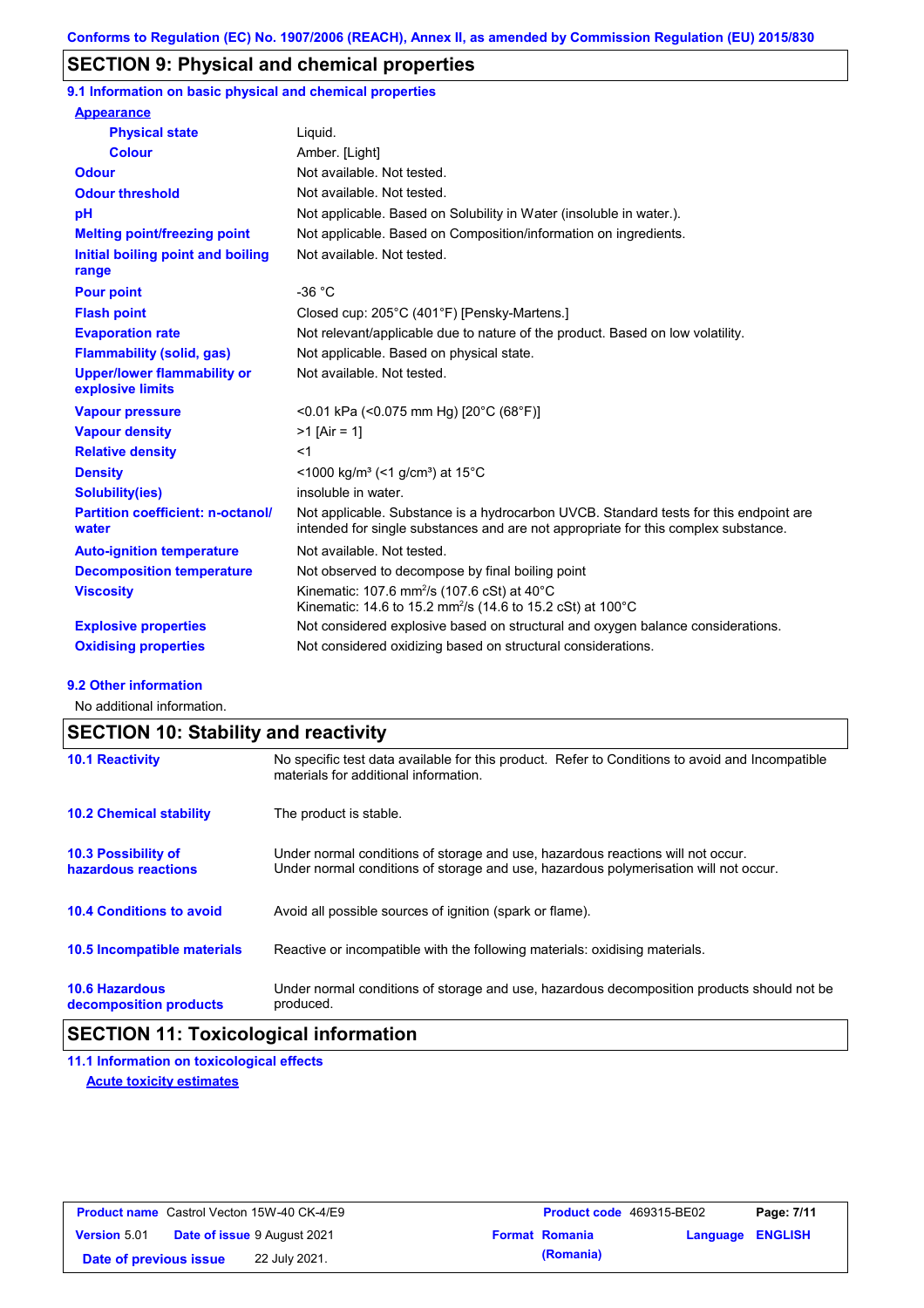Conforms to Regulation (EC) No. 1907/2006 (REACH), Annex II, as amended by Commission Regulation (EU) 2015/830

## SECTION 9: Physical and chemical properties

### 9.1 Information on basic physical and chemical properties

| Property | Value |
| --- | --- |
| **Appearance** | |
| **Physical state** | Liquid. |
| **Colour** | Amber. [Light] |
| **Odour** | Not available. Not tested. |
| **Odour threshold** | Not available. Not tested. |
| **pH** | Not applicable. Based on Solubility in Water (insoluble in water.). |
| **Melting point/freezing point** | Not applicable. Based on Composition/information on ingredients. |
| **Initial boiling point and boiling range** | Not available. Not tested. |
| **Pour point** | -36 °C |
| **Flash point** | Closed cup: 205°C (401°F) [Pensky-Martens.] |
| **Evaporation rate** | Not relevant/applicable due to nature of the product. Based on low volatility. |
| **Flammability (solid, gas)** | Not applicable. Based on physical state. |
| **Upper/lower flammability or explosive limits** | Not available. Not tested. |
| **Vapour pressure** | <0.01 kPa (<0.075 mm Hg) [20°C (68°F)] |
| **Vapour density** | >1 [Air = 1] |
| **Relative density** | <1 |
| **Density** | <1000 kg/m³ (<1 g/cm³) at 15°C |
| **Solubility(ies)** | insoluble in water. |
| **Partition coefficient: n-octanol/water** | Not applicable. Substance is a hydrocarbon UVCB. Standard tests for this endpoint are intended for single substances and are not appropriate for this complex substance. |
| **Auto-ignition temperature** | Not available. Not tested. |
| **Decomposition temperature** | Not observed to decompose by final boiling point |
| **Viscosity** | Kinematic: 107.6 $mm^2/s$ (107.6 cSt) at 40°C<br>Kinematic: 14.6 to 15.2 $mm^2/s$ (14.6 to 15.2 cSt) at 100°C |
| **Explosive properties** | Not considered explosive based on structural and oxygen balance considerations. |
| **Oxidising properties** | Not considered oxidizing based on structural considerations. |

### 9.2 Other information

No additional information.

## SECTION 10: Stability and reactivity

| | |
| --- | --- |
| **10.1 Reactivity** | No specific test data available for this product. Refer to Conditions to avoid and Incompatible materials for additional information. |
| **10.2 Chemical stability** | The product is stable. |
| **10.3 Possibility of hazardous reactions** | Under normal conditions of storage and use, hazardous reactions will not occur.<br>Under normal conditions of storage and use, hazardous polymerisation will not occur. |
| **10.4 Conditions to avoid** | Avoid all possible sources of ignition (spark or flame). |
| **10.5 Incompatible materials** | Reactive or incompatible with the following materials: oxidising materials. |
| **10.6 Hazardous decomposition products** | Under normal conditions of storage and use, hazardous decomposition products should not be produced. |

## SECTION 11: Toxicological information

### 11.1 Information on toxicological effects

**Acute toxicity estimates**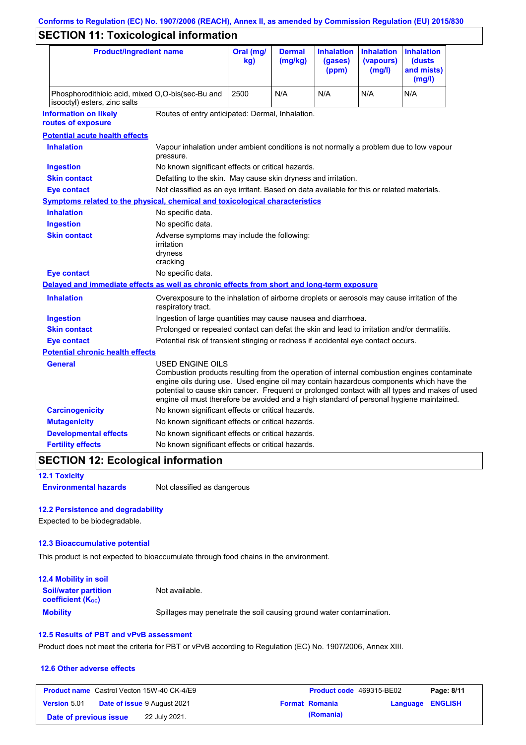## SECTION 11: Toxicological information

| Product/ingredient name | Oral (mg/kg) | Dermal (mg/kg) | Inhalation (gases) (ppm) | Inhalation (vapours) (mg/l) | Inhalation (dusts and mists) (mg/l) |
|---|---|---|---|---|---|
| Phosphorodithioic acid, mixed O,O-bis(sec-Bu and isooctyl) esters, zinc salts | 2500 | N/A | N/A | N/A | N/A |

**Information on likely routes of exposure**: Routes of entry anticipated: Dermal, Inhalation.

**Potential acute health effects**

**Inhalation**: Vapour inhalation under ambient conditions is not normally a problem due to low vapour pressure.

**Ingestion**: No known significant effects or critical hazards.

**Skin contact**: Defatting to the skin. May cause skin dryness and irritation.

**Eye contact**: Not classified as an eye irritant. Based on data available for this or related materials.

**Symptoms related to the physical, chemical and toxicological characteristics**

**Inhalation**: No specific data.

**Ingestion**: No specific data.

**Skin contact**: Adverse symptoms may include the following:
irritation
dryness
cracking

**Eye contact**: No specific data.

**Delayed and immediate effects as well as chronic effects from short and long-term exposure**

**Inhalation**: Overexposure to the inhalation of airborne droplets or aerosols may cause irritation of the respiratory tract.

**Ingestion**: Ingestion of large quantities may cause nausea and diarrhoea.

**Skin contact**: Prolonged or repeated contact can defat the skin and lead to irritation and/or dermatitis.

**Eye contact**: Potential risk of transient stinging or redness if accidental eye contact occurs.

**Potential chronic health effects**

**General**: USED ENGINE OILS
Combustion products resulting from the operation of internal combustion engines contaminate engine oils during use. Used engine oil may contain hazardous components which have the potential to cause skin cancer. Frequent or prolonged contact with all types and makes of used engine oil must therefore be avoided and a high standard of personal hygiene maintained.

**Carcinogenicity**: No known significant effects or critical hazards.

**Mutagenicity**: No known significant effects or critical hazards.

**Developmental effects**: No known significant effects or critical hazards.

**Fertility effects**: No known significant effects or critical hazards.

## SECTION 12: Ecological information

### 12.1 Toxicity

**Environmental hazards**: Not classified as dangerous

### 12.2 Persistence and degradability

Expected to be biodegradable.

### 12.3 Bioaccumulative potential

This product is not expected to bioaccumulate through food chains in the environment.

### 12.4 Mobility in soil

**Soil/water partition coefficient ($K_{OC}$)**: Not available.

**Mobility**: Spillages may penetrate the soil causing ground water contamination.

### 12.5 Results of PBT and vPvB assessment

Product does not meet the criteria for PBT or vPvB according to Regulation (EC) No. 1907/2006, Annex XIII.

### 12.6 Other adverse effects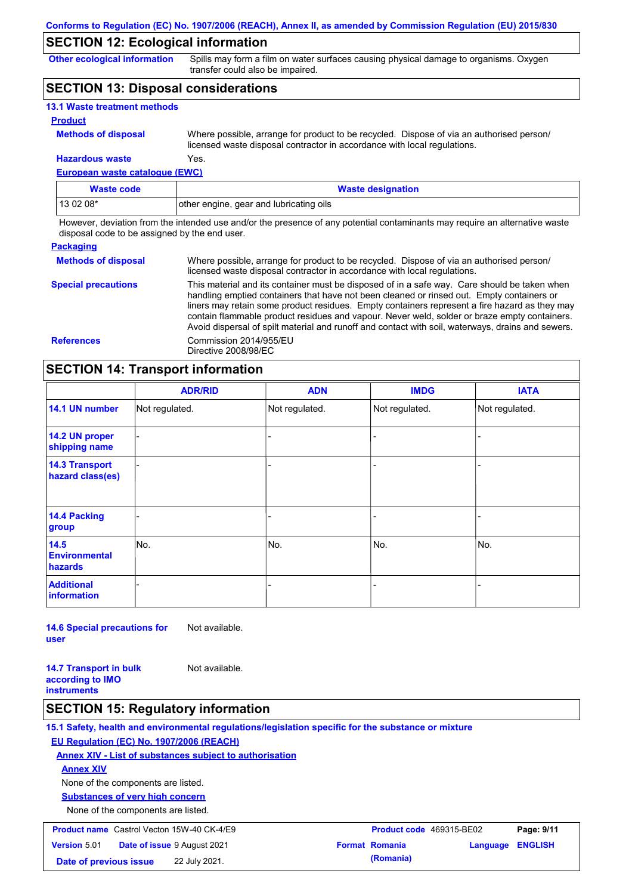Conforms to Regulation (EC) No. 1907/2006 (REACH), Annex II, as amended by Commission Regulation (EU) 2015/830

## SECTION 12: Ecological information

**Other ecological information** Spills may form a film on water surfaces causing physical damage to organisms. Oxygen transfer could also be impaired.

## SECTION 13: Disposal considerations

### 13.1 Waste treatment methods

**Product**

**Methods of disposal** Where possible, arrange for product to be recycled. Dispose of via an authorised person/ licensed waste disposal contractor in accordance with local regulations.

**Hazardous waste** Yes.

**European waste catalogue (EWC)**

| Waste code | Waste designation |
|---|---|
| 13 02 08* | other engine, gear and lubricating oils |

However, deviation from the intended use and/or the presence of any potential contaminants may require an alternative waste disposal code to be assigned by the end user.

**Packaging**

**Methods of disposal** Where possible, arrange for product to be recycled. Dispose of via an authorised person/ licensed waste disposal contractor in accordance with local regulations.

**Special precautions** This material and its container must be disposed of in a safe way. Care should be taken when handling emptied containers that have not been cleaned or rinsed out. Empty containers or liners may retain some product residues. Empty containers represent a fire hazard as they may contain flammable product residues and vapour. Never weld, solder or braze empty containers. Avoid dispersal of spilt material and runoff and contact with soil, waterways, drains and sewers.

**References** Commission 2014/955/EU
Directive 2008/98/EC

## SECTION 14: Transport information

| | ADR/RID | ADN | IMDG | IATA |
|---|---|---|---|---|
| 14.1 UN number | Not regulated. | Not regulated. | Not regulated. | Not regulated. |
| 14.2 UN proper shipping name | - | - | - | - |
| 14.3 Transport hazard class(es) | - | - | - | - |
| 14.4 Packing group | - | - | - | - |
| 14.5 Environmental hazards | No. | No. | No. | No. |
| Additional information | - | - | - | - |

**14.6 Special precautions for user** Not available.

**14.7 Transport in bulk according to IMO instruments** Not available.

## SECTION 15: Regulatory information

### 15.1 Safety, health and environmental regulations/legislation specific for the substance or mixture

**EU Regulation (EC) No. 1907/2006 (REACH)**

**Annex XIV - List of substances subject to authorisation**

**Annex XIV**

None of the components are listed.

**Substances of very high concern**

None of the components are listed.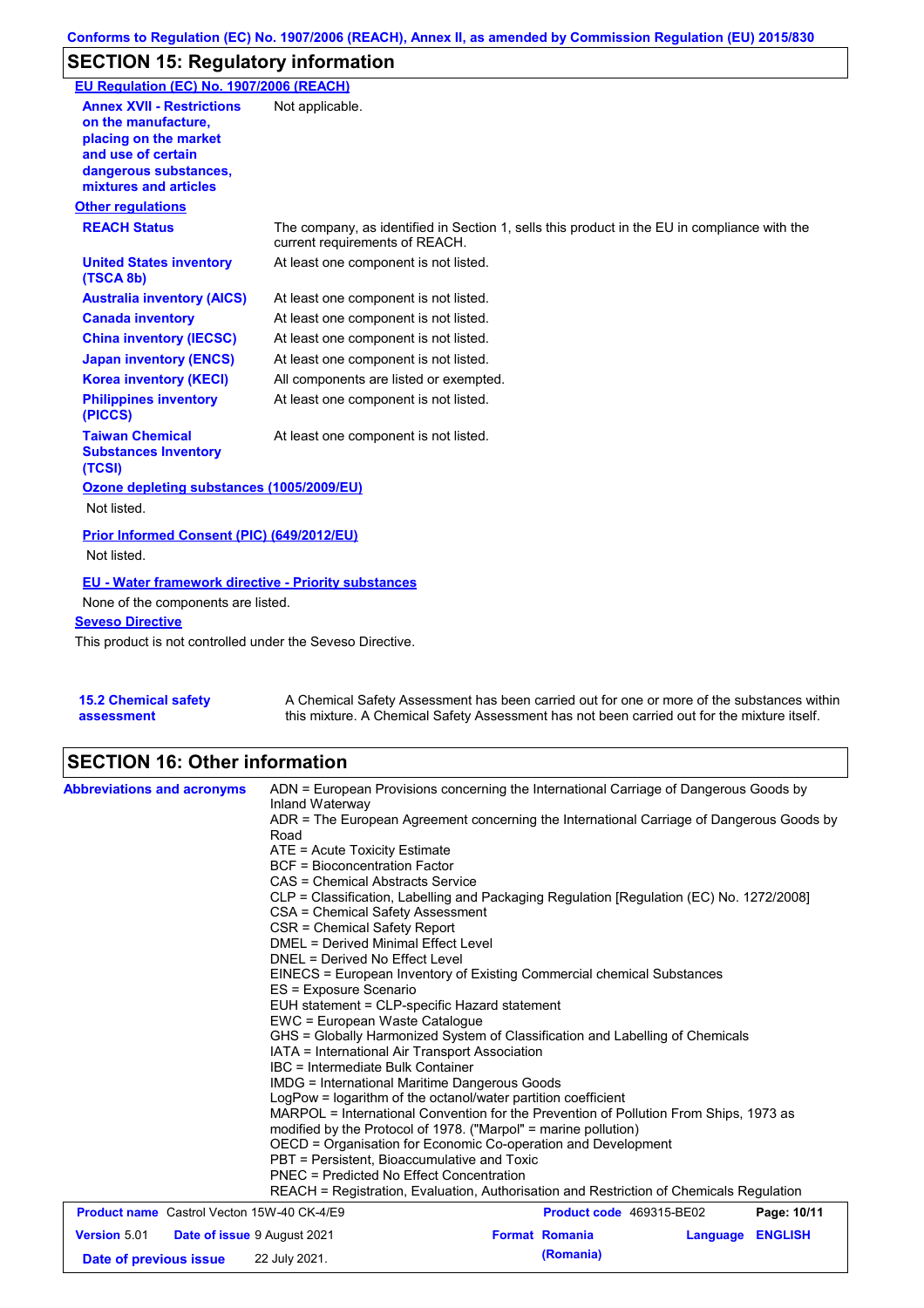Conforms to Regulation (EC) No. 1907/2006 (REACH), Annex II, as amended by Commission Regulation (EU) 2015/830

## SECTION 15: Regulatory information

**EU Regulation (EC) No. 1907/2006 (REACH)**

| | |
|---|---|
| **Annex XVII - Restrictions on the manufacture, placing on the market and use of certain dangerous substances, mixtures and articles** | Not applicable. |

**Other regulations**

| | |
|---|---|
| **REACH Status** | The company, as identified in Section 1, sells this product in the EU in compliance with the current requirements of REACH. |
| **United States inventory (TSCA 8b)** | At least one component is not listed. |
| **Australia inventory (AICS)** | At least one component is not listed. |
| **Canada inventory** | At least one component is not listed. |
| **China inventory (IECSC)** | At least one component is not listed. |
| **Japan inventory (ENCS)** | At least one component is not listed. |
| **Korea inventory (KECI)** | All components are listed or exempted. |
| **Philippines inventory (PICCS)** | At least one component is not listed. |
| **Taiwan Chemical Substances Inventory (TCSI)** | At least one component is not listed. |

**Ozone depleting substances (1005/2009/EU)**

Not listed.

**Prior Informed Consent (PIC) (649/2012/EU)**

Not listed.

**EU - Water framework directive - Priority substances**

None of the components are listed.

**Seveso Directive**

This product is not controlled under the Seveso Directive.

| | |
|---|---|
| **15.2 Chemical safety assessment** | A Chemical Safety Assessment has been carried out for one or more of the substances within this mixture. A Chemical Safety Assessment has not been carried out for the mixture itself. |

## SECTION 16: Other information

**Abbreviations and acronyms**

ADN = European Provisions concerning the International Carriage of Dangerous Goods by Inland Waterway
ADR = The European Agreement concerning the International Carriage of Dangerous Goods by Road
ATE = Acute Toxicity Estimate
BCF = Bioconcentration Factor
CAS = Chemical Abstracts Service
CLP = Classification, Labelling and Packaging Regulation [Regulation (EC) No. 1272/2008]
CSA = Chemical Safety Assessment
CSR = Chemical Safety Report
DMEL = Derived Minimal Effect Level
DNEL = Derived No Effect Level
EINECS = European Inventory of Existing Commercial chemical Substances
ES = Exposure Scenario
EUH statement = CLP-specific Hazard statement
EWC = European Waste Catalogue
GHS = Globally Harmonized System of Classification and Labelling of Chemicals
IATA = International Air Transport Association
IBC = Intermediate Bulk Container
IMDG = International Maritime Dangerous Goods
LogPow = logarithm of the octanol/water partition coefficient
MARPOL = International Convention for the Prevention of Pollution From Ships, 1973 as modified by the Protocol of 1978. ("Marpol" = marine pollution)
OECD = Organisation for Economic Co-operation and Development
PBT = Persistent, Bioaccumulative and Toxic
PNEC = Predicted No Effect Concentration
REACH = Registration, Evaluation, Authorisation and Restriction of Chemicals Regulation

| | | | |
|---|---|---|---|
| **Product name** Castrol Vecton 15W-40 CK-4/E9 | | **Product code** 469315-BE02 | |
| **Version** 5.01 | **Date of issue** 9 August 2021 | **Format** Romania (Romania) | **Language** ENGLISH |
| **Date of previous issue** | 22 July 2021. | | |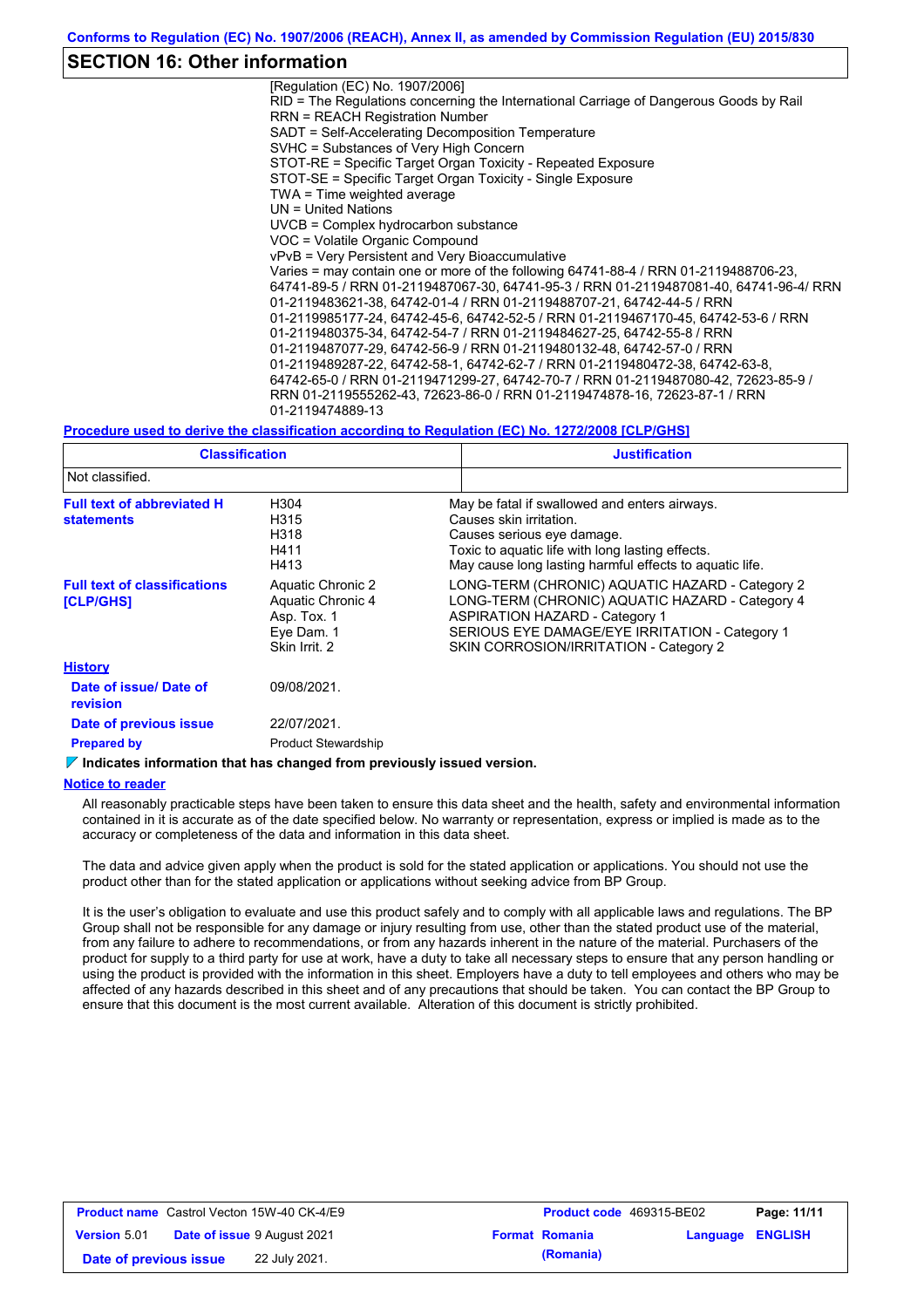## SECTION 16: Other information

[Regulation (EC) No. 1907/2006]
RID = The Regulations concerning the International Carriage of Dangerous Goods by Rail
RRN = REACH Registration Number
SADT = Self-Accelerating Decomposition Temperature
SVHC = Substances of Very High Concern
STOT-RE = Specific Target Organ Toxicity - Repeated Exposure
STOT-SE = Specific Target Organ Toxicity - Single Exposure
TWA = Time weighted average
UN = United Nations
UVCB = Complex hydrocarbon substance
VOC = Volatile Organic Compound
vPvB = Very Persistent and Very Bioaccumulative
Varies = may contain one or more of the following 64741-88-4 / RRN 01-2119488706-23, 64741-89-5 / RRN 01-2119487067-30, 64741-95-3 / RRN 01-2119487081-40, 64741-96-4/ RRN 01-2119483621-38, 64742-01-4 / RRN 01-2119488707-21, 64742-44-5 / RRN 01-2119985177-24, 64742-45-6, 64742-52-5 / RRN 01-2119467170-45, 64742-53-6 / RRN 01-2119480375-34, 64742-54-7 / RRN 01-2119484627-25, 64742-55-8 / RRN 01-2119487077-29, 64742-56-9 / RRN 01-2119480132-48, 64742-57-0 / RRN 01-2119489287-22, 64742-58-1, 64742-62-7 / RRN 01-2119480472-38, 64742-63-8, 64742-65-0 / RRN 01-2119471299-27, 64742-70-7 / RRN 01-2119487080-42, 72623-85-9 / RRN 01-2119555262-43, 72623-86-0 / RRN 01-2119474878-16, 72623-87-1 / RRN 01-2119474889-13

**Procedure used to derive the classification according to Regulation (EC) No. 1272/2008 [CLP/GHS]**

| Classification | Justification |
|---|---|
| Not classified. | |

**Full text of abbreviated H statements**

| | | |
|---|---|---|
| H304 | May be fatal if swallowed and enters airways. |
| H315 | Causes skin irritation. |
| H318 | Causes serious eye damage. |
| H411 | Toxic to aquatic life with long lasting effects. |
| H413 | May cause long lasting harmful effects to aquatic life. |

**Full text of classifications [CLP/GHS]**

| | |
|---|---|
| Aquatic Chronic 2 | LONG-TERM (CHRONIC) AQUATIC HAZARD - Category 2 |
| Aquatic Chronic 4 | LONG-TERM (CHRONIC) AQUATIC HAZARD - Category 4 |
| Asp. Tox. 1 | ASPIRATION HAZARD - Category 1 |
| Eye Dam. 1 | SERIOUS EYE DAMAGE/EYE IRRITATION - Category 1 |
| Skin Irrit. 2 | SKIN CORROSION/IRRITATION - Category 2 |

**History**

**Date of issue/ Date of revision** 09/08/2021.

**Date of previous issue** 22/07/2021.

**Prepared by** Product Stewardship

**Indicates information that has changed from previously issued version.**

**Notice to reader**

All reasonably practicable steps have been taken to ensure this data sheet and the health, safety and environmental information contained in it is accurate as of the date specified below. No warranty or representation, express or implied is made as to the accuracy or completeness of the data and information in this data sheet.

The data and advice given apply when the product is sold for the stated application or applications. You should not use the product other than for the stated application or applications without seeking advice from BP Group.

It is the user's obligation to evaluate and use this product safely and to comply with all applicable laws and regulations. The BP Group shall not be responsible for any damage or injury resulting from use, other than the stated product use of the material, from any failure to adhere to recommendations, or from any hazards inherent in the nature of the material. Purchasers of the product for supply to a third party for use at work, have a duty to take all necessary steps to ensure that any person handling or using the product is provided with the information in this sheet. Employers have a duty to tell employees and others who may be affected of any hazards described in this sheet and of any precautions that should be taken. You can contact the BP Group to ensure that this document is the most current available. Alteration of this document is strictly prohibited.